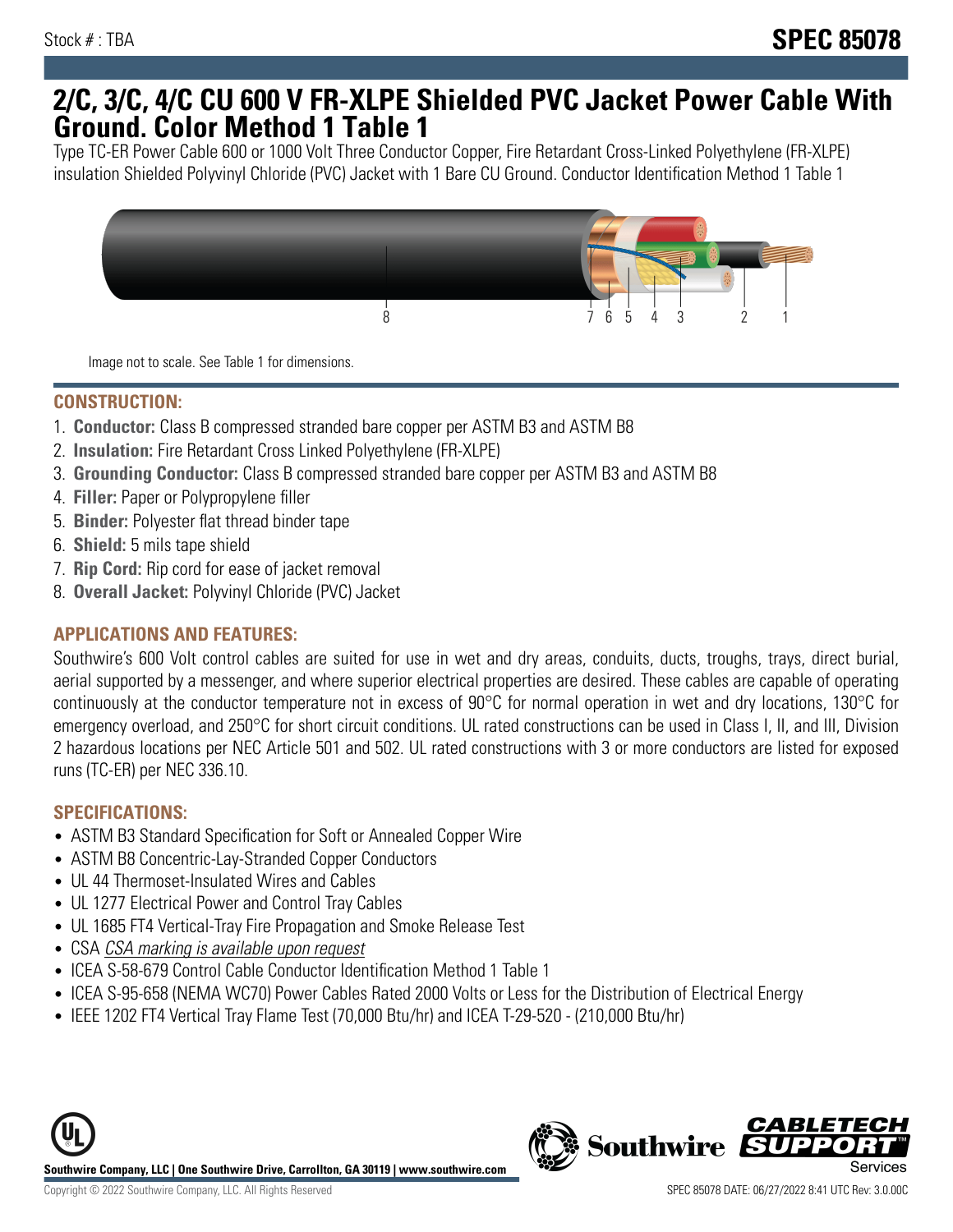Stock # : TBA

**SPEC 85078**

# 2/C, 3/C, 4/C CU 600 V FR-XLPE Shielded PVC Jacket Power Cable With Ground. Color Method 1 Table 1

Type TC-ER Power Cable 600 or 1000 Volt Three Conductor Copper, Fire Retardant Cross-Linked Polyethylene (FR-XLPE) insulation Shielded Polyvinyl Chloride (PVC) Jacket with 1 Bare CU Ground. Conductor Identification Method 1 Table 1

Image not to scale. See Table 1 for dimensions.

## CONSTRUCTION:

1. **Conductor:** Class B compressed stranded bare copper per ASTM B3 and ASTM B8
2. **Insulation:** Fire Retardant Cross Linked Polyethylene (FR-XLPE)
3. **Grounding Conductor:** Class B compressed stranded bare copper per ASTM B3 and ASTM B8
4. **Filler:** Paper or Polypropylene filler
5. **Binder:** Polyester flat thread binder tape
6. **Shield:** 5 mils tape shield
7. **Rip Cord:** Rip cord for ease of jacket removal
8. **Overall Jacket:** Polyvinyl Chloride (PVC) Jacket

## APPLICATIONS AND FEATURES:

Southwire's 600 Volt control cables are suited for use in wet and dry areas, conduits, ducts, troughs, trays, direct burial, aerial supported by a messenger, and where superior electrical properties are desired. These cables are capable of operating continuously at the conductor temperature not in excess of 90°C for normal operation in wet and dry locations, 130°C for emergency overload, and 250°C for short circuit conditions. UL rated constructions can be used in Class I, II, and III, Division 2 hazardous locations per NEC Article 501 and 502. UL rated constructions with 3 or more conductors are listed for exposed runs (TC-ER) per NEC 336.10.

## SPECIFICATIONS:

- ASTM B3 Standard Specification for Soft or Annealed Copper Wire
- ASTM B8 Concentric-Lay-Stranded Copper Conductors
- UL 44 Thermoset-Insulated Wires and Cables
- UL 1277 Electrical Power and Control Tray Cables
- UL 1685 FT4 Vertical-Tray Fire Propagation and Smoke Release Test
- CSA *CSA marking is available upon request*
- ICEA S-58-679 Control Cable Conductor Identification Method 1 Table 1
- ICEA S-95-658 (NEMA WC70) Power Cables Rated 2000 Volts or Less for the Distribution of Electrical Energy
- IEEE 1202 FT4 Vertical Tray Flame Test (70,000 Btu/hr) and ICEA T-29-520 - (210,000 Btu/hr)

**Southwire Company, LLC | One Southwire Drive, Carrollton, GA 30119 | www.southwire.com**

Copyright © 2022 Southwire Company, LLC. All Rights Reserved

SPEC 85078 DATE: 06/27/2022 8:41 UTC Rev: 3.0.00C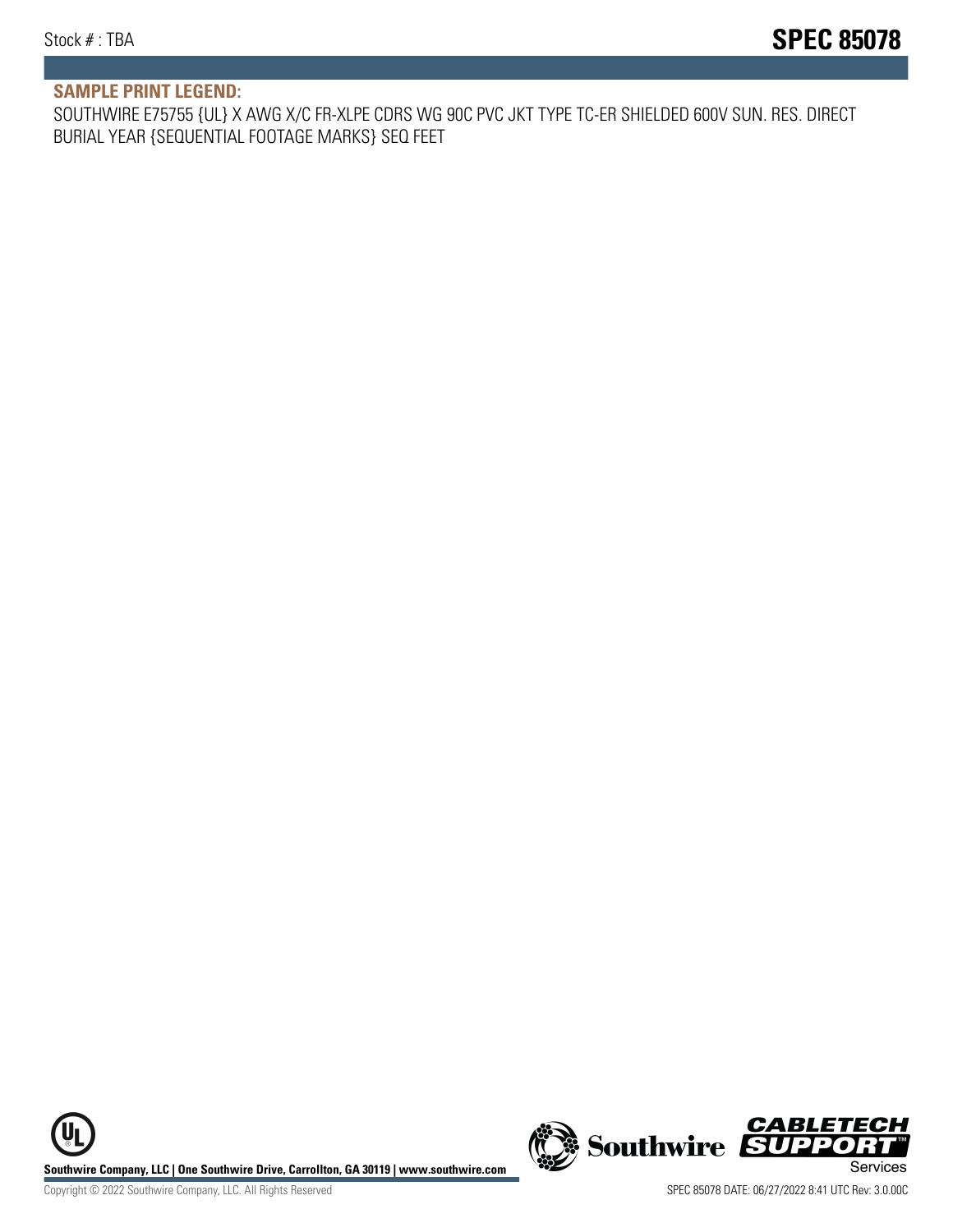## SAMPLE PRINT LEGEND:

SOUTHWIRE E75755 {UL} X AWG X/C FR-XLPE CDRS WG 90C PVC JKT TYPE TC-ER SHIELDED 600V SUN. RES. DIRECT BURIAL YEAR {SEQUENTIAL FOOTAGE MARKS} SEQ FEET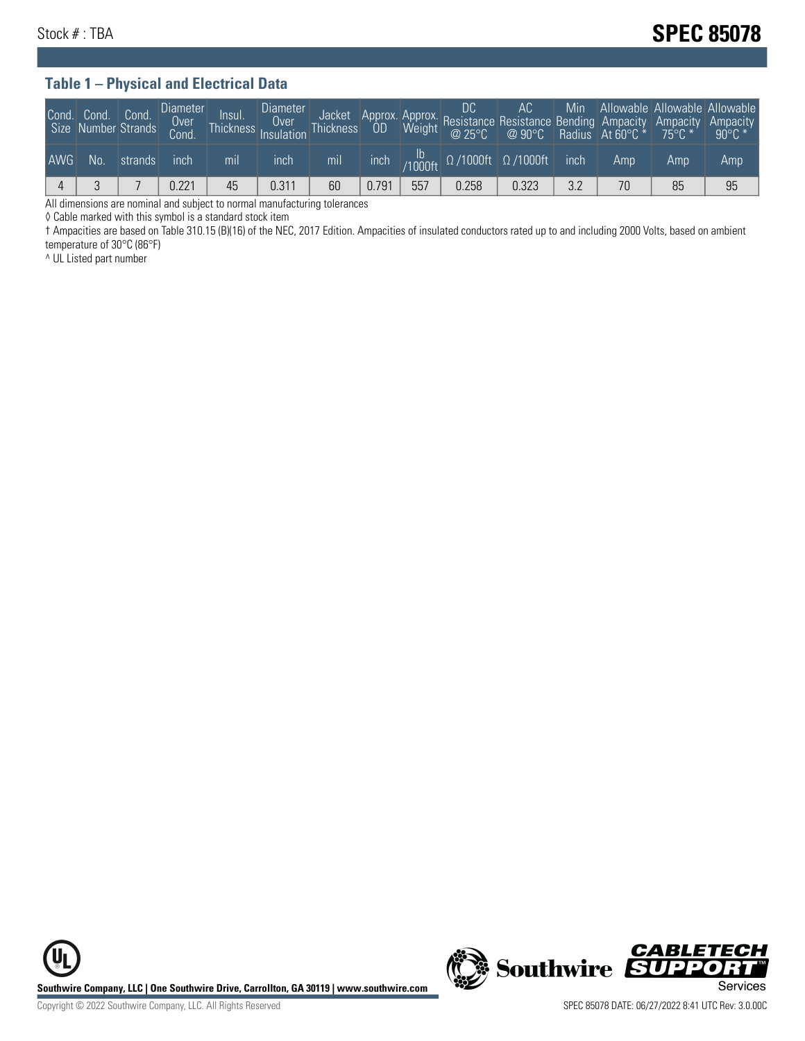### Table 1 – Physical and Electrical Data

| Cond. Size | Cond. Number | Cond. Strands | Diameter Over Cond. | Insul. Thickness | Diameter Over Insulation | Jacket Thickness | Approx. OD | Approx. Weight | DC Resistance @ 25°C | AC Resistance @ 90°C | Min Bending Radius | Allowable Ampacity At 60°C * | Allowable Ampacity 75°C * | Allowable Ampacity 90°C * |
|---|---|---|---|---|---|---|---|---|---|---|---|---|---|---|
| AWG | No. | strands | inch | mil | inch | mil | inch | lb /1000ft | Ω /1000ft | Ω /1000ft | inch | Amp | Amp | Amp |
| 4 | 3 | 7 | 0.221 | 45 | 0.311 | 60 | 0.791 | 557 | 0.258 | 0.323 | 3.2 | 70 | 85 | 95 |

All dimensions are nominal and subject to normal manufacturing tolerances

◊ Cable marked with this symbol is a standard stock item

† Ampacities are based on Table 310.15 (B)(16) of the NEC, 2017 Edition. Ampacities of insulated conductors rated up to and including 2000 Volts, based on ambient temperature of 30°C (86°F)

^ UL Listed part number

**Southwire Company, LLC | One Southwire Drive, Carrollton, GA 30119 | www.southwire.com**

Copyright © 2022 Southwire Company, LLC. All Rights Reserved

SPEC 85078 DATE: 06/27/2022 8:41 UTC Rev: 3.0.00C